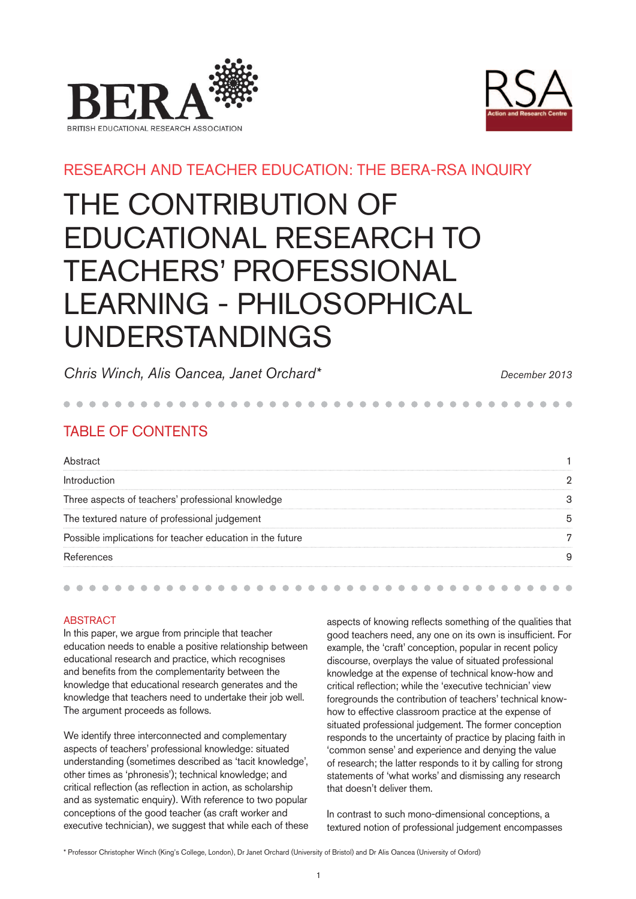BERA — BRITISH EDUCATIONAL RESEARCH ASSOCIATION

RSA — Action and Research Centre

RESEARCH AND TEACHER EDUCATION: THE BERA-RSA INQUIRY

# THE CONTRIBUTION OF EDUCATIONAL RESEARCH TO TEACHERS' PROFESSIONAL LEARNING - PHILOSOPHICAL UNDERSTANDINGS

*Chris Winch, Alis Oancea, Janet Orchard\**

*December 2013*

## TABLE OF CONTENTS

| | |
|---|---|
| Abstract | 1 |
| Introduction | 2 |
| Three aspects of teachers' professional knowledge | 3 |
| The textured nature of professional judgement | 5 |
| Possible implications for teacher education in the future | 7 |
| References | 9 |

## ABSTRACT

In this paper, we argue from principle that teacher education needs to enable a positive relationship between educational research and practice, which recognises and benefits from the complementarity between the knowledge that educational research generates and the knowledge that teachers need to undertake their job well. The argument proceeds as follows.

We identify three interconnected and complementary aspects of teachers' professional knowledge: situated understanding (sometimes described as 'tacit knowledge', other times as 'phronesis'); technical knowledge; and critical reflection (as reflection in action, as scholarship and as systematic enquiry). With reference to two popular conceptions of the good teacher (as craft worker and executive technician), we suggest that while each of these aspects of knowing reflects something of the qualities that good teachers need, any one on its own is insufficient. For example, the 'craft' conception, popular in recent policy discourse, overplays the value of situated professional knowledge at the expense of technical know-how and critical reflection; while the 'executive technician' view foregrounds the contribution of teachers' technical know-how to effective classroom practice at the expense of situated professional judgement. The former conception responds to the uncertainty of practice by placing faith in 'common sense' and experience and denying the value of research; the latter responds to it by calling for strong statements of 'what works' and dismissing any research that doesn't deliver them.

In contrast to such mono-dimensional conceptions, a textured notion of professional judgement encompasses

\* Professor Christopher Winch (King's College, London), Dr Janet Orchard (University of Bristol) and Dr Alis Oancea (University of Oxford)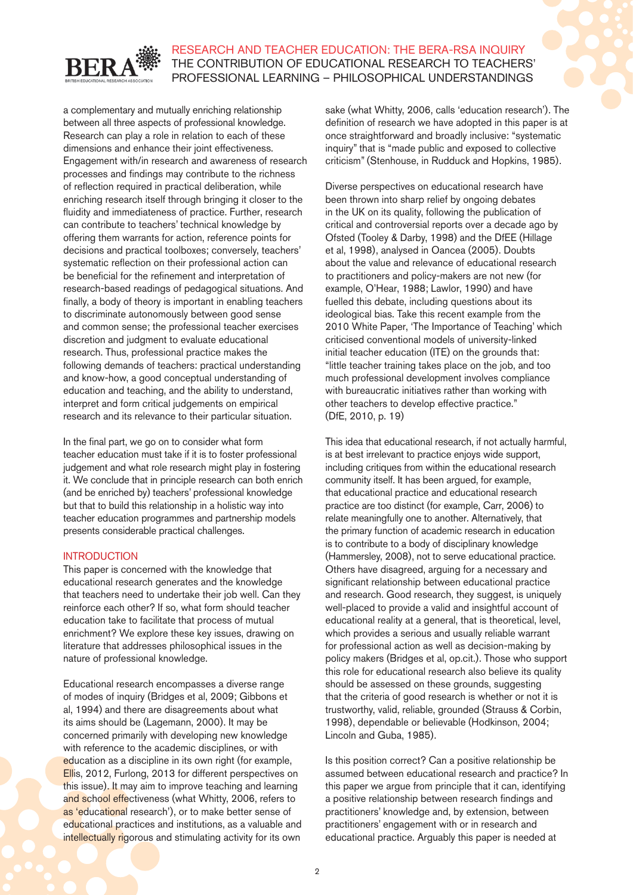a complementary and mutually enriching relationship between all three aspects of professional knowledge. Research can play a role in relation to each of these dimensions and enhance their joint effectiveness. Engagement with/in research and awareness of research processes and findings may contribute to the richness of reflection required in practical deliberation, while enriching research itself through bringing it closer to the fluidity and immediateness of practice. Further, research can contribute to teachers' technical knowledge by offering them warrants for action, reference points for decisions and practical toolboxes; conversely, teachers' systematic reflection on their professional action can be beneficial for the refinement and interpretation of research-based readings of pedagogical situations. And finally, a body of theory is important in enabling teachers to discriminate autonomously between good sense and common sense; the professional teacher exercises discretion and judgment to evaluate educational research. Thus, professional practice makes the following demands of teachers: practical understanding and know-how, a good conceptual understanding of education and teaching, and the ability to understand, interpret and form critical judgements on empirical research and its relevance to their particular situation.

In the final part, we go on to consider what form teacher education must take if it is to foster professional judgement and what role research might play in fostering it. We conclude that in principle research can both enrich (and be enriched by) teachers' professional knowledge but that to build this relationship in a holistic way into teacher education programmes and partnership models presents considerable practical challenges.

## INTRODUCTION

This paper is concerned with the knowledge that educational research generates and the knowledge that teachers need to undertake their job well. Can they reinforce each other? If so, what form should teacher education take to facilitate that process of mutual enrichment? We explore these key issues, drawing on literature that addresses philosophical issues in the nature of professional knowledge.

Educational research encompasses a diverse range of modes of inquiry (Bridges et al, 2009; Gibbons et al, 1994) and there are disagreements about what its aims should be (Lagemann, 2000). It may be concerned primarily with developing new knowledge with reference to the academic disciplines, or with education as a discipline in its own right (for example, Ellis, 2012, Furlong, 2013 for different perspectives on this issue). It may aim to improve teaching and learning and school effectiveness (what Whitty, 2006, refers to as 'educational research'), or to make better sense of educational practices and institutions, as a valuable and intellectually rigorous and stimulating activity for its own sake (what Whitty, 2006, calls 'education research'). The definition of research we have adopted in this paper is at once straightforward and broadly inclusive: "systematic inquiry" that is "made public and exposed to collective criticism" (Stenhouse, in Rudduck and Hopkins, 1985).

Diverse perspectives on educational research have been thrown into sharp relief by ongoing debates in the UK on its quality, following the publication of critical and controversial reports over a decade ago by Ofsted (Tooley & Darby, 1998) and the DfEE (Hillage et al, 1998), analysed in Oancea (2005). Doubts about the value and relevance of educational research to practitioners and policy-makers are not new (for example, O'Hear, 1988; Lawlor, 1990) and have fuelled this debate, including questions about its ideological bias. Take this recent example from the 2010 White Paper, 'The Importance of Teaching' which criticised conventional models of university-linked initial teacher education (ITE) on the grounds that: "little teacher training takes place on the job, and too much professional development involves compliance with bureaucratic initiatives rather than working with other teachers to develop effective practice." (DfE, 2010, p. 19)

This idea that educational research, if not actually harmful, is at best irrelevant to practice enjoys wide support, including critiques from within the educational research community itself. It has been argued, for example, that educational practice and educational research practice are too distinct (for example, Carr, 2006) to relate meaningfully one to another. Alternatively, that the primary function of academic research in education is to contribute to a body of disciplinary knowledge (Hammersley, 2008), not to serve educational practice. Others have disagreed, arguing for a necessary and significant relationship between educational practice and research. Good research, they suggest, is uniquely well-placed to provide a valid and insightful account of educational reality at a general, that is theoretical, level, which provides a serious and usually reliable warrant for professional action as well as decision-making by policy makers (Bridges et al, op.cit.). Those who support this role for educational research also believe its quality should be assessed on these grounds, suggesting that the criteria of good research is whether or not it is trustworthy, valid, reliable, grounded (Strauss & Corbin, 1998), dependable or believable (Hodkinson, 2004; Lincoln and Guba, 1985).

Is this position correct? Can a positive relationship be assumed between educational research and practice? In this paper we argue from principle that it can, identifying a positive relationship between research findings and practitioners' knowledge and, by extension, between practitioners' engagement with or in research and educational practice. Arguably this paper is needed at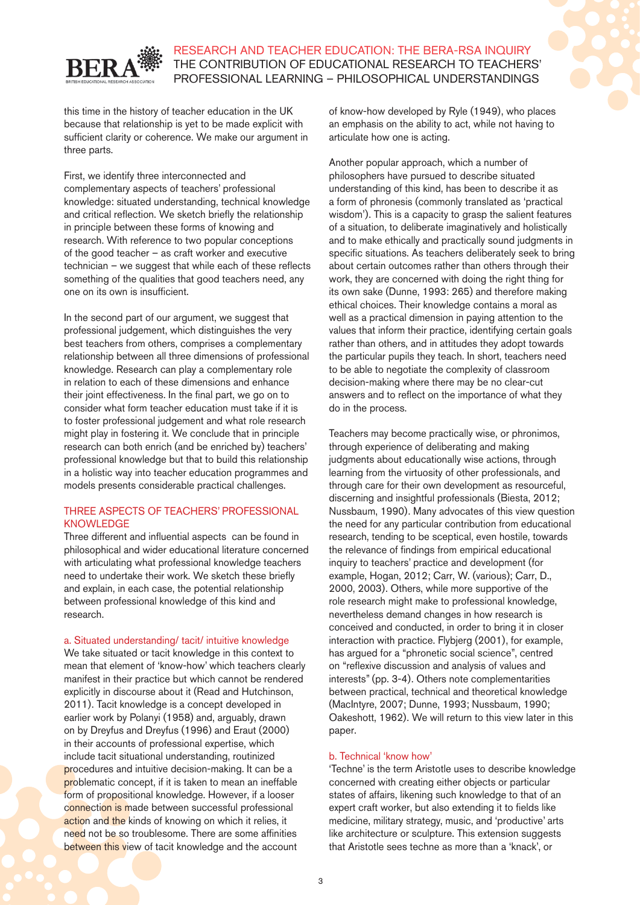this time in the history of teacher education in the UK because that relationship is yet to be made explicit with sufficient clarity or coherence. We make our argument in three parts.

First, we identify three interconnected and complementary aspects of teachers' professional knowledge: situated understanding, technical knowledge and critical reflection. We sketch briefly the relationship in principle between these forms of knowing and research. With reference to two popular conceptions of the good teacher – as craft worker and executive technician – we suggest that while each of these reflects something of the qualities that good teachers need, any one on its own is insufficient.

In the second part of our argument, we suggest that professional judgement, which distinguishes the very best teachers from others, comprises a complementary relationship between all three dimensions of professional knowledge. Research can play a complementary role in relation to each of these dimensions and enhance their joint effectiveness. In the final part, we go on to consider what form teacher education must take if it is to foster professional judgement and what role research might play in fostering it. We conclude that in principle research can both enrich (and be enriched by) teachers' professional knowledge but that to build this relationship in a holistic way into teacher education programmes and models presents considerable practical challenges.

## THREE ASPECTS OF TEACHERS' PROFESSIONAL KNOWLEDGE

Three different and influential aspects can be found in philosophical and wider educational literature concerned with articulating what professional knowledge teachers need to undertake their work. We sketch these briefly and explain, in each case, the potential relationship between professional knowledge of this kind and research.

### a. Situated understanding/ tacit/ intuitive knowledge

We take situated or tacit knowledge in this context to mean that element of 'know-how' which teachers clearly manifest in their practice but which cannot be rendered explicitly in discourse about it (Read and Hutchinson, 2011). Tacit knowledge is a concept developed in earlier work by Polanyi (1958) and, arguably, drawn on by Dreyfus and Dreyfus (1996) and Eraut (2000) in their accounts of professional expertise, which include tacit situational understanding, routinized procedures and intuitive decision-making. It can be a problematic concept, if it is taken to mean an ineffable form of propositional knowledge. However, if a looser connection is made between successful professional action and the kinds of knowing on which it relies, it need not be so troublesome. There are some affinities between this view of tacit knowledge and the account of know-how developed by Ryle (1949), who places an emphasis on the ability to act, while not having to articulate how one is acting.

Another popular approach, which a number of philosophers have pursued to describe situated understanding of this kind, has been to describe it as a form of phronesis (commonly translated as 'practical wisdom'). This is a capacity to grasp the salient features of a situation, to deliberate imaginatively and holistically and to make ethically and practically sound judgments in specific situations. As teachers deliberately seek to bring about certain outcomes rather than others through their work, they are concerned with doing the right thing for its own sake (Dunne, 1993: 265) and therefore making ethical choices. Their knowledge contains a moral as well as a practical dimension in paying attention to the values that inform their practice, identifying certain goals rather than others, and in attitudes they adopt towards the particular pupils they teach. In short, teachers need to be able to negotiate the complexity of classroom decision-making where there may be no clear-cut answers and to reflect on the importance of what they do in the process.

Teachers may become practically wise, or phronimos, through experience of deliberating and making judgments about educationally wise actions, through learning from the virtuosity of other professionals, and through care for their own development as resourceful, discerning and insightful professionals (Biesta, 2012; Nussbaum, 1990). Many advocates of this view question the need for any particular contribution from educational research, tending to be sceptical, even hostile, towards the relevance of findings from empirical educational inquiry to teachers' practice and development (for example, Hogan, 2012; Carr, W. (various); Carr, D., 2000, 2003). Others, while more supportive of the role research might make to professional knowledge, nevertheless demand changes in how research is conceived and conducted, in order to bring it in closer interaction with practice. Flybjerg (2001), for example, has argued for a "phronetic social science", centred on "reflexive discussion and analysis of values and interests" (pp. 3-4). Others note complementarities between practical, technical and theoretical knowledge (MacIntyre, 2007; Dunne, 1993; Nussbaum, 1990; Oakeshott, 1962). We will return to this view later in this paper.

### b. Technical 'know how'

'Techne' is the term Aristotle uses to describe knowledge concerned with creating either objects or particular states of affairs, likening such knowledge to that of an expert craft worker, but also extending it to fields like medicine, military strategy, music, and 'productive' arts like architecture or sculpture. This extension suggests that Aristotle sees techne as more than a 'knack', or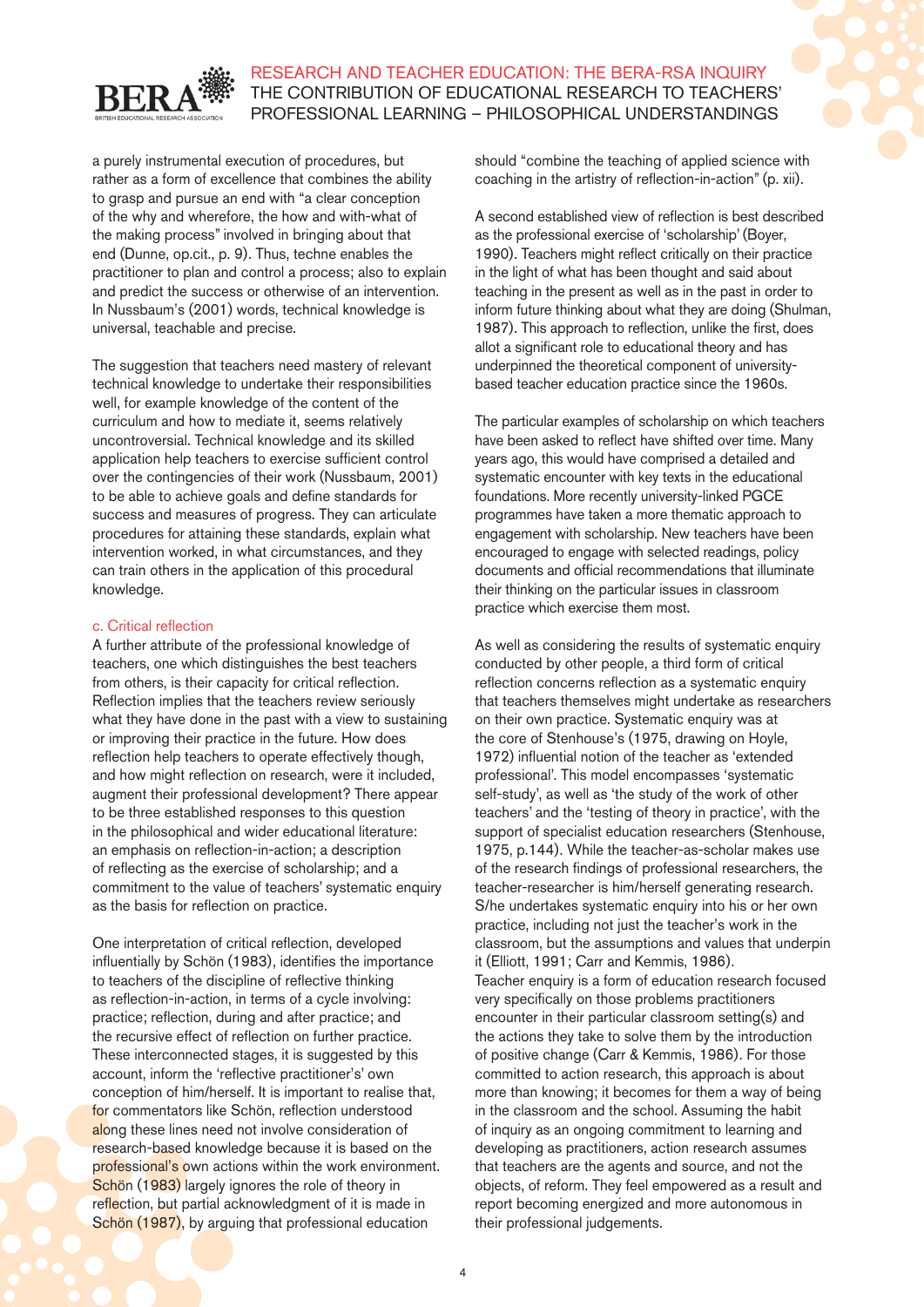a purely instrumental execution of procedures, but rather as a form of excellence that combines the ability to grasp and pursue an end with "a clear conception of the why and wherefore, the how and with-what of the making process" involved in bringing about that end (Dunne, op.cit., p. 9). Thus, techne enables the practitioner to plan and control a process; also to explain and predict the success or otherwise of an intervention. In Nussbaum's (2001) words, technical knowledge is universal, teachable and precise.

The suggestion that teachers need mastery of relevant technical knowledge to undertake their responsibilities well, for example knowledge of the content of the curriculum and how to mediate it, seems relatively uncontroversial. Technical knowledge and its skilled application help teachers to exercise sufficient control over the contingencies of their work (Nussbaum, 2001) to be able to achieve goals and define standards for success and measures of progress. They can articulate procedures for attaining these standards, explain what intervention worked, in what circumstances, and they can train others in the application of this procedural knowledge.

### c. Critical reflection

A further attribute of the professional knowledge of teachers, one which distinguishes the best teachers from others, is their capacity for critical reflection. Reflection implies that the teachers review seriously what they have done in the past with a view to sustaining or improving their practice in the future. How does reflection help teachers to operate effectively though, and how might reflection on research, were it included, augment their professional development? There appear to be three established responses to this question in the philosophical and wider educational literature: an emphasis on reflection-in-action; a description of reflecting as the exercise of scholarship; and a commitment to the value of teachers' systematic enquiry as the basis for reflection on practice.

One interpretation of critical reflection, developed influentially by Schön (1983), identifies the importance to teachers of the discipline of reflective thinking as reflection-in-action, in terms of a cycle involving: practice; reflection, during and after practice; and the recursive effect of reflection on further practice. These interconnected stages, it is suggested by this account, inform the 'reflective practitioner's' own conception of him/herself. It is important to realise that, for commentators like Schön, reflection understood along these lines need not involve consideration of research-based knowledge because it is based on the professional's own actions within the work environment. Schön (1983) largely ignores the role of theory in reflection, but partial acknowledgment of it is made in Schön (1987), by arguing that professional education should "combine the teaching of applied science with coaching in the artistry of reflection-in-action" (p. xii).

A second established view of reflection is best described as the professional exercise of 'scholarship' (Boyer, 1990). Teachers might reflect critically on their practice in the light of what has been thought and said about teaching in the present as well as in the past in order to inform future thinking about what they are doing (Shulman, 1987). This approach to reflection, unlike the first, does allot a significant role to educational theory and has underpinned the theoretical component of university-based teacher education practice since the 1960s.

The particular examples of scholarship on which teachers have been asked to reflect have shifted over time. Many years ago, this would have comprised a detailed and systematic encounter with key texts in the educational foundations. More recently university-linked PGCE programmes have taken a more thematic approach to engagement with scholarship. New teachers have been encouraged to engage with selected readings, policy documents and official recommendations that illuminate their thinking on the particular issues in classroom practice which exercise them most.

As well as considering the results of systematic enquiry conducted by other people, a third form of critical reflection concerns reflection as a systematic enquiry that teachers themselves might undertake as researchers on their own practice. Systematic enquiry was at the core of Stenhouse's (1975, drawing on Hoyle, 1972) influential notion of the teacher as 'extended professional'. This model encompasses 'systematic self-study', as well as 'the study of the work of other teachers' and the 'testing of theory in practice', with the support of specialist education researchers (Stenhouse, 1975, p.144). While the teacher-as-scholar makes use of the research findings of professional researchers, the teacher-researcher is him/herself generating research. S/he undertakes systematic enquiry into his or her own practice, including not just the teacher's work in the classroom, but the assumptions and values that underpin it (Elliott, 1991; Carr and Kemmis, 1986).

Teacher enquiry is a form of education research focused very specifically on those problems practitioners encounter in their particular classroom setting(s) and the actions they take to solve them by the introduction of positive change (Carr & Kemmis, 1986). For those committed to action research, this approach is about more than knowing; it becomes for them a way of being in the classroom and the school. Assuming the habit of inquiry as an ongoing commitment to learning and developing as practitioners, action research assumes that teachers are the agents and source, and not the objects, of reform. They feel empowered as a result and report becoming energized and more autonomous in their professional judgements.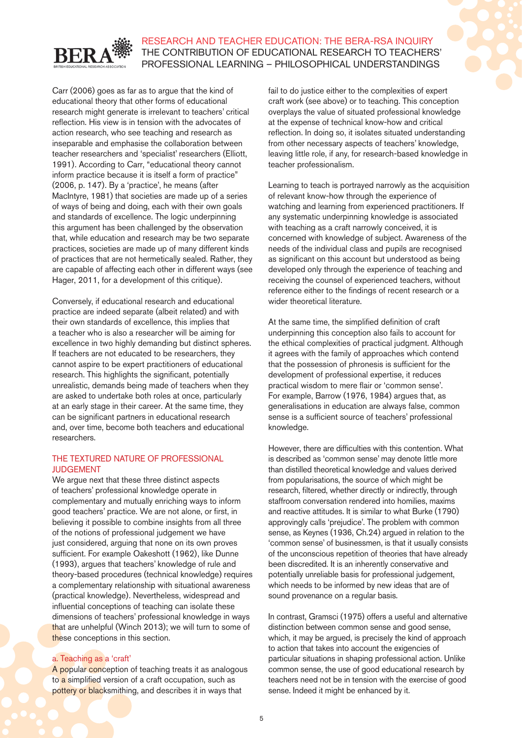Carr (2006) goes as far as to argue that the kind of educational theory that other forms of educational research might generate is irrelevant to teachers' critical reflection. His view is in tension with the advocates of action research, who see teaching and research as inseparable and emphasise the collaboration between teacher researchers and 'specialist' researchers (Elliott, 1991). According to Carr, "educational theory cannot inform practice because it is itself a form of practice" (2006, p. 147). By a 'practice', he means (after MacIntyre, 1981) that societies are made up of a series of ways of being and doing, each with their own goals and standards of excellence. The logic underpinning this argument has been challenged by the observation that, while education and research may be two separate practices, societies are made up of many different kinds of practices that are not hermetically sealed. Rather, they are capable of affecting each other in different ways (see Hager, 2011, for a development of this critique).

Conversely, if educational research and educational practice are indeed separate (albeit related) and with their own standards of excellence, this implies that a teacher who is also a researcher will be aiming for excellence in two highly demanding but distinct spheres. If teachers are not educated to be researchers, they cannot aspire to be expert practitioners of educational research. This highlights the significant, potentially unrealistic, demands being made of teachers when they are asked to undertake both roles at once, particularly at an early stage in their career. At the same time, they can be significant partners in educational research and, over time, become both teachers and educational researchers.

## THE TEXTURED NATURE OF PROFESSIONAL JUDGEMENT

We argue next that these three distinct aspects of teachers' professional knowledge operate in complementary and mutually enriching ways to inform good teachers' practice. We are not alone, or first, in believing it possible to combine insights from all three of the notions of professional judgement we have just considered, arguing that none on its own proves sufficient. For example Oakeshott (1962), like Dunne (1993), argues that teachers' knowledge of rule and theory-based procedures (technical knowledge) requires a complementary relationship with situational awareness (practical knowledge). Nevertheless, widespread and influential conceptions of teaching can isolate these dimensions of teachers' professional knowledge in ways that are unhelpful (Winch 2013); we will turn to some of these conceptions in this section.

### a. Teaching as a 'craft'

A popular conception of teaching treats it as analogous to a simplified version of a craft occupation, such as pottery or blacksmithing, and describes it in ways that fail to do justice either to the complexities of expert craft work (see above) or to teaching. This conception overplays the value of situated professional knowledge at the expense of technical know-how and critical reflection. In doing so, it isolates situated understanding from other necessary aspects of teachers' knowledge, leaving little role, if any, for research-based knowledge in teacher professionalism.

Learning to teach is portrayed narrowly as the acquisition of relevant know-how through the experience of watching and learning from experienced practitioners. If any systematic underpinning knowledge is associated with teaching as a craft narrowly conceived, it is concerned with knowledge of subject. Awareness of the needs of the individual class and pupils are recognised as significant on this account but understood as being developed only through the experience of teaching and receiving the counsel of experienced teachers, without reference either to the findings of recent research or a wider theoretical literature.

At the same time, the simplified definition of craft underpinning this conception also fails to account for the ethical complexities of practical judgment. Although it agrees with the family of approaches which contend that the possession of phronesis is sufficient for the development of professional expertise, it reduces practical wisdom to mere flair or 'common sense'. For example, Barrow (1976, 1984) argues that, as generalisations in education are always false, common sense is a sufficient source of teachers' professional knowledge.

However, there are difficulties with this contention. What is described as 'common sense' may denote little more than distilled theoretical knowledge and values derived from popularisations, the source of which might be research, filtered, whether directly or indirectly, through staffroom conversation rendered into homilies, maxims and reactive attitudes. It is similar to what Burke (1790) approvingly calls 'prejudice'. The problem with common sense, as Keynes (1936, Ch.24) argued in relation to the 'common sense' of businessmen, is that it usually consists of the unconscious repetition of theories that have already been discredited. It is an inherently conservative and potentially unreliable basis for professional judgement, which needs to be informed by new ideas that are of sound provenance on a regular basis.

In contrast, Gramsci (1975) offers a useful and alternative distinction between common sense and good sense, which, it may be argued, is precisely the kind of approach to action that takes into account the exigencies of particular situations in shaping professional action. Unlike common sense, the use of good educational research by teachers need not be in tension with the exercise of good sense. Indeed it might be enhanced by it.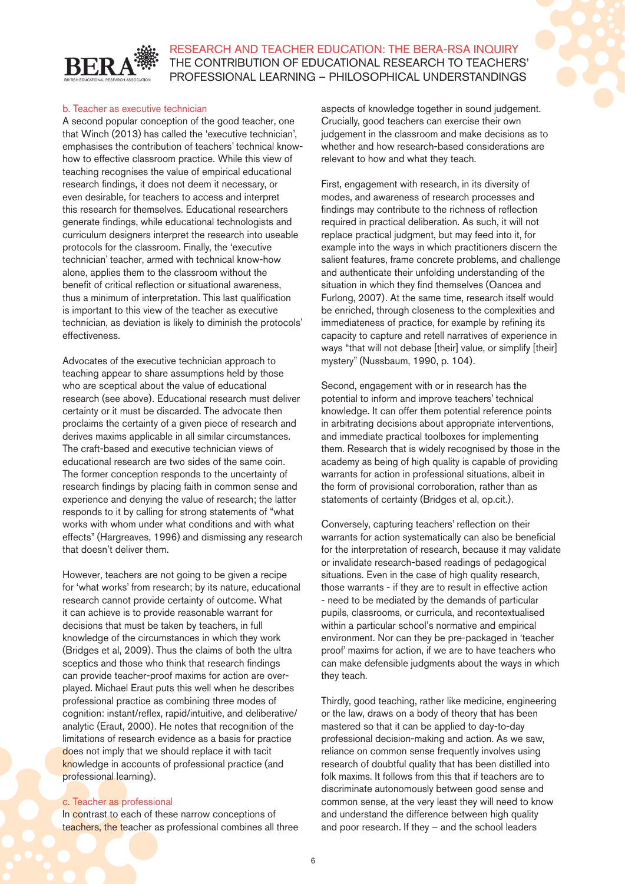### b. Teacher as executive technician

A second popular conception of the good teacher, one that Winch (2013) has called the 'executive technician', emphasises the contribution of teachers' technical know-how to effective classroom practice. While this view of teaching recognises the value of empirical educational research findings, it does not deem it necessary, or even desirable, for teachers to access and interpret this research for themselves. Educational researchers generate findings, while educational technologists and curriculum designers interpret the research into useable protocols for the classroom. Finally, the 'executive technician' teacher, armed with technical know-how alone, applies them to the classroom without the benefit of critical reflection or situational awareness, thus a minimum of interpretation. This last qualification is important to this view of the teacher as executive technician, as deviation is likely to diminish the protocols' effectiveness.

Advocates of the executive technician approach to teaching appear to share assumptions held by those who are sceptical about the value of educational research (see above). Educational research must deliver certainty or it must be discarded. The advocate then proclaims the certainty of a given piece of research and derives maxims applicable in all similar circumstances. The craft-based and executive technician views of educational research are two sides of the same coin. The former conception responds to the uncertainty of research findings by placing faith in common sense and experience and denying the value of research; the latter responds to it by calling for strong statements of "what works with whom under what conditions and with what effects" (Hargreaves, 1996) and dismissing any research that doesn't deliver them.

However, teachers are not going to be given a recipe for 'what works' from research; by its nature, educational research cannot provide certainty of outcome. What it can achieve is to provide reasonable warrant for decisions that must be taken by teachers, in full knowledge of the circumstances in which they work (Bridges et al, 2009). Thus the claims of both the ultra sceptics and those who think that research findings can provide teacher-proof maxims for action are over-played. Michael Eraut puts this well when he describes professional practice as combining three modes of cognition: instant/reflex, rapid/intuitive, and deliberative/analytic (Eraut, 2000). He notes that recognition of the limitations of research evidence as a basis for practice does not imply that we should replace it with tacit knowledge in accounts of professional practice (and professional learning).

### c. Teacher as professional

In contrast to each of these narrow conceptions of teachers, the teacher as professional combines all three aspects of knowledge together in sound judgement. Crucially, good teachers can exercise their own judgement in the classroom and make decisions as to whether and how research-based considerations are relevant to how and what they teach.

First, engagement with research, in its diversity of modes, and awareness of research processes and findings may contribute to the richness of reflection required in practical deliberation. As such, it will not replace practical judgment, but may feed into it, for example into the ways in which practitioners discern the salient features, frame concrete problems, and challenge and authenticate their unfolding understanding of the situation in which they find themselves (Oancea and Furlong, 2007). At the same time, research itself would be enriched, through closeness to the complexities and immediateness of practice, for example by refining its capacity to capture and retell narratives of experience in ways "that will not debase [their] value, or simplify [their] mystery" (Nussbaum, 1990, p. 104).

Second, engagement with or in research has the potential to inform and improve teachers' technical knowledge. It can offer them potential reference points in arbitrating decisions about appropriate interventions, and immediate practical toolboxes for implementing them. Research that is widely recognised by those in the academy as being of high quality is capable of providing warrants for action in professional situations, albeit in the form of provisional corroboration, rather than as statements of certainty (Bridges et al, op.cit.).

Conversely, capturing teachers' reflection on their warrants for action systematically can also be beneficial for the interpretation of research, because it may validate or invalidate research-based readings of pedagogical situations. Even in the case of high quality research, those warrants - if they are to result in effective action - need to be mediated by the demands of particular pupils, classrooms, or curricula, and recontextualised within a particular school's normative and empirical environment. Nor can they be pre-packaged in 'teacher proof' maxims for action, if we are to have teachers who can make defensible judgments about the ways in which they teach.

Thirdly, good teaching, rather like medicine, engineering or the law, draws on a body of theory that has been mastered so that it can be applied to day-to-day professional decision-making and action. As we saw, reliance on common sense frequently involves using research of doubtful quality that has been distilled into folk maxims. It follows from this that if teachers are to discriminate autonomously between good sense and common sense, at the very least they will need to know and understand the difference between high quality and poor research. If they – and the school leaders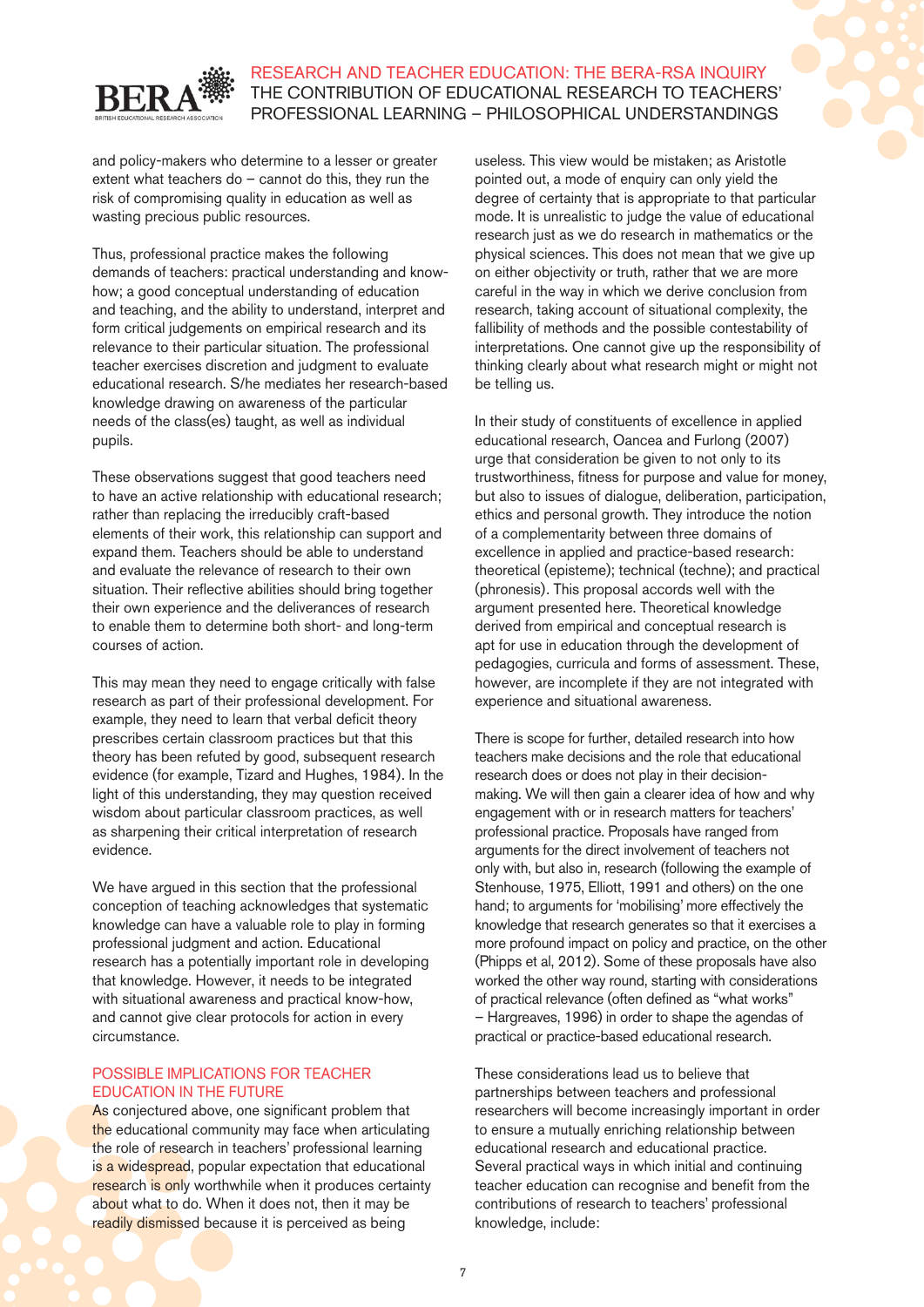and policy-makers who determine to a lesser or greater extent what teachers do – cannot do this, they run the risk of compromising quality in education as well as wasting precious public resources.

Thus, professional practice makes the following demands of teachers: practical understanding and know-how; a good conceptual understanding of education and teaching, and the ability to understand, interpret and form critical judgements on empirical research and its relevance to their particular situation. The professional teacher exercises discretion and judgment to evaluate educational research. S/he mediates her research-based knowledge drawing on awareness of the particular needs of the class(es) taught, as well as individual pupils.

These observations suggest that good teachers need to have an active relationship with educational research; rather than replacing the irreducibly craft-based elements of their work, this relationship can support and expand them. Teachers should be able to understand and evaluate the relevance of research to their own situation. Their reflective abilities should bring together their own experience and the deliverances of research to enable them to determine both short- and long-term courses of action.

This may mean they need to engage critically with false research as part of their professional development. For example, they need to learn that verbal deficit theory prescribes certain classroom practices but that this theory has been refuted by good, subsequent research evidence (for example, Tizard and Hughes, 1984). In the light of this understanding, they may question received wisdom about particular classroom practices, as well as sharpening their critical interpretation of research evidence.

We have argued in this section that the professional conception of teaching acknowledges that systematic knowledge can have a valuable role to play in forming professional judgment and action. Educational research has a potentially important role in developing that knowledge. However, it needs to be integrated with situational awareness and practical know-how, and cannot give clear protocols for action in every circumstance.

## POSSIBLE IMPLICATIONS FOR TEACHER EDUCATION IN THE FUTURE

As conjectured above, one significant problem that the educational community may face when articulating the role of research in teachers' professional learning is a widespread, popular expectation that educational research is only worthwhile when it produces certainty about what to do. When it does not, then it may be readily dismissed because it is perceived as being useless. This view would be mistaken; as Aristotle pointed out, a mode of enquiry can only yield the degree of certainty that is appropriate to that particular mode. It is unrealistic to judge the value of educational research just as we do research in mathematics or the physical sciences. This does not mean that we give up on either objectivity or truth, rather that we are more careful in the way in which we derive conclusion from research, taking account of situational complexity, the fallibility of methods and the possible contestability of interpretations. One cannot give up the responsibility of thinking clearly about what research might or might not be telling us.

In their study of constituents of excellence in applied educational research, Oancea and Furlong (2007) urge that consideration be given to not only to its trustworthiness, fitness for purpose and value for money, but also to issues of dialogue, deliberation, participation, ethics and personal growth. They introduce the notion of a complementarity between three domains of excellence in applied and practice-based research: theoretical (episteme); technical (techne); and practical (phronesis). This proposal accords well with the argument presented here. Theoretical knowledge derived from empirical and conceptual research is apt for use in education through the development of pedagogies, curricula and forms of assessment. These, however, are incomplete if they are not integrated with experience and situational awareness.

There is scope for further, detailed research into how teachers make decisions and the role that educational research does or does not play in their decision-making. We will then gain a clearer idea of how and why engagement with or in research matters for teachers' professional practice. Proposals have ranged from arguments for the direct involvement of teachers not only with, but also in, research (following the example of Stenhouse, 1975, Elliott, 1991 and others) on the one hand; to arguments for 'mobilising' more effectively the knowledge that research generates so that it exercises a more profound impact on policy and practice, on the other (Phipps et al, 2012). Some of these proposals have also worked the other way round, starting with considerations of practical relevance (often defined as "what works" – Hargreaves, 1996) in order to shape the agendas of practical or practice-based educational research.

These considerations lead us to believe that partnerships between teachers and professional researchers will become increasingly important in order to ensure a mutually enriching relationship between educational research and educational practice. Several practical ways in which initial and continuing teacher education can recognise and benefit from the contributions of research to teachers' professional knowledge, include: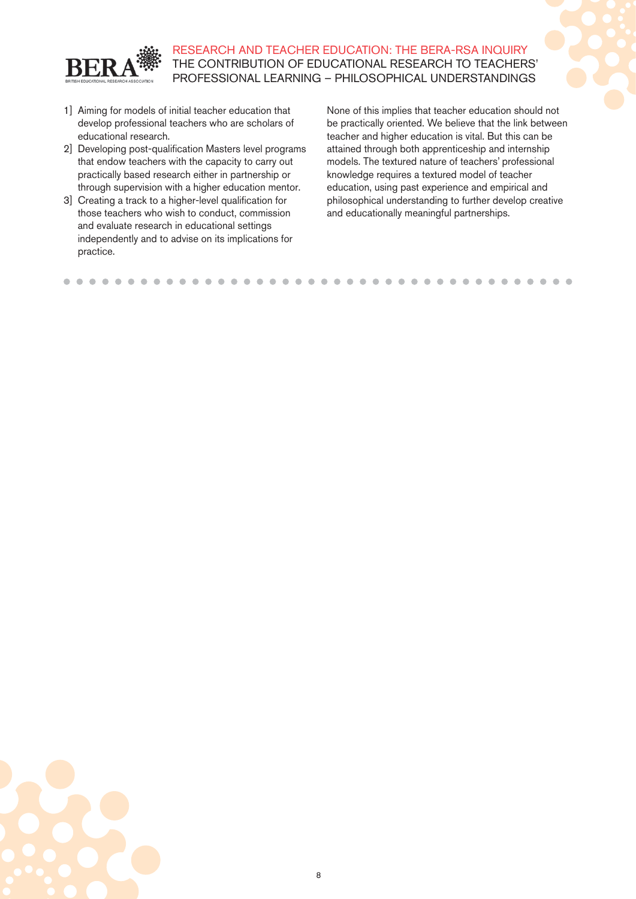1] Aiming for models of initial teacher education that develop professional teachers who are scholars of educational research.

2] Developing post-qualification Masters level programs that endow teachers with the capacity to carry out practically based research either in partnership or through supervision with a higher education mentor.

3] Creating a track to a higher-level qualification for those teachers who wish to conduct, commission and evaluate research in educational settings independently and to advise on its implications for practice.

None of this implies that teacher education should not be practically oriented. We believe that the link between teacher and higher education is vital. But this can be attained through both apprenticeship and internship models. The textured nature of teachers' professional knowledge requires a textured model of teacher education, using past experience and empirical and philosophical understanding to further develop creative and educationally meaningful partnerships.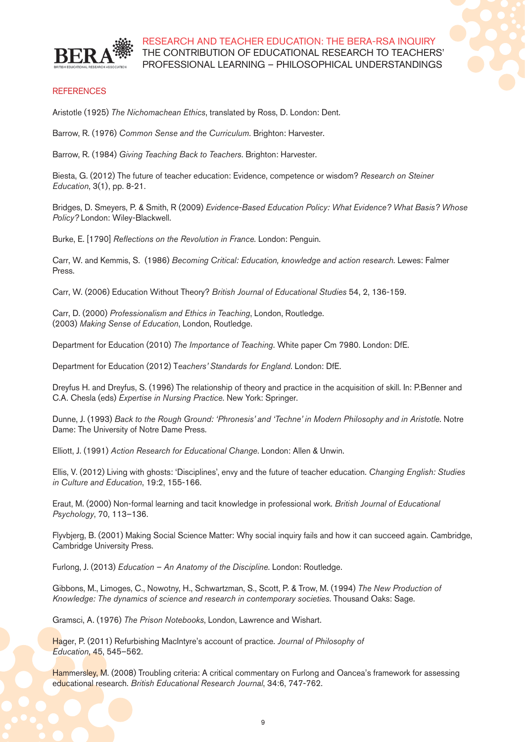## REFERENCES

Aristotle (1925) *The Nichomachean Ethics*, translated by Ross, D. London: Dent.

Barrow, R. (1976) *Common Sense and the Curriculum*. Brighton: Harvester.

Barrow, R. (1984) *Giving Teaching Back to Teachers*. Brighton: Harvester.

Biesta, G. (2012) The future of teacher education: Evidence, competence or wisdom? *Research on Steiner Education*, 3(1), pp. 8-21.

Bridges, D. Smeyers, P. & Smith, R (2009) *Evidence-Based Education Policy: What Evidence? What Basis? Whose Policy?* London: Wiley-Blackwell.

Burke, E. [1790] *Reflections on the Revolution in France.* London: Penguin.

Carr, W. and Kemmis, S. (1986) *Becoming Critical: Education, knowledge and action research.* Lewes: Falmer Press.

Carr, W. (2006) Education Without Theory? *British Journal of Educational Studies* 54, 2, 136-159.

Carr, D. (2000) *Professionalism and Ethics in Teaching*, London, Routledge.
(2003) *Making Sense of Education*, London, Routledge.

Department for Education (2010) *The Importance of Teaching*. White paper Cm 7980. London: DfE.

Department for Education (2012) *Teachers' Standards for England*. London: DfE.

Dreyfus H. and Dreyfus, S. (1996) The relationship of theory and practice in the acquisition of skill. In: P.Benner and C.A. Chesla (eds) *Expertise in Nursing Practice*. New York: Springer.

Dunne, J. (1993) *Back to the Rough Ground: 'Phronesis' and 'Techne' in Modern Philosophy and in Aristotle*. Notre Dame: The University of Notre Dame Press.

Elliott, J. (1991) *Action Research for Educational Change*. London: Allen & Unwin.

Ellis, V. (2012) Living with ghosts: 'Disciplines', envy and the future of teacher education. *Changing English: Studies in Culture and Education*, 19:2, 155-166.

Eraut, M. (2000) Non-formal learning and tacit knowledge in professional work. *British Journal of Educational Psychology*, 70, 113–136.

Flyvbjerg, B. (2001) Making Social Science Matter: Why social inquiry fails and how it can succeed again. Cambridge, Cambridge University Press.

Furlong, J. (2013) *Education – An Anatomy of the Discipline*. London: Routledge.

Gibbons, M., Limoges, C., Nowotny, H., Schwartzman, S., Scott, P. & Trow, M. (1994) *The New Production of Knowledge: The dynamics of science and research in contemporary societies.* Thousand Oaks: Sage.

Gramsci, A. (1976) *The Prison Notebooks*, London, Lawrence and Wishart.

Hager, P. (2011) Refurbishing MacIntyre's account of practice. *Journal of Philosophy of Education*, 45, 545–562.

Hammersley, M. (2008) Troubling criteria: A critical commentary on Furlong and Oancea's framework for assessing educational research. *British Educational Research Journal*, 34:6, 747-762.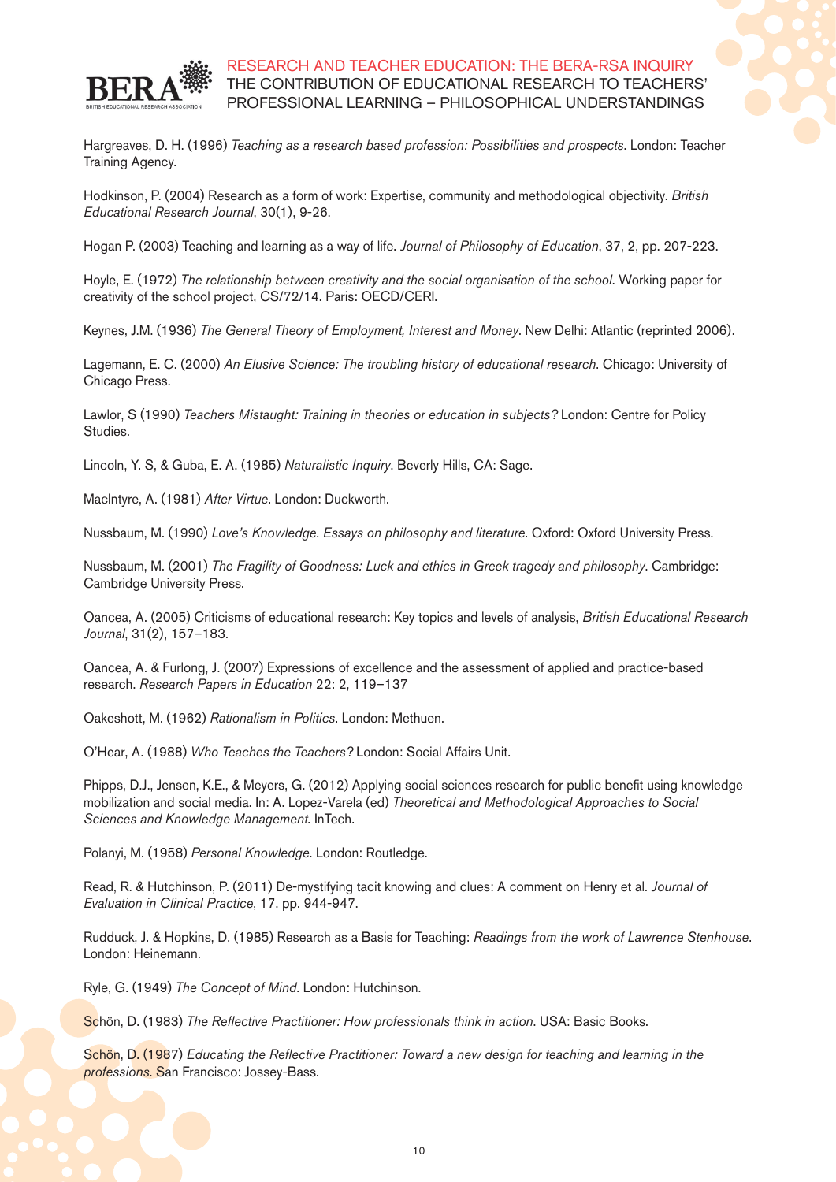Hargreaves, D. H. (1996) *Teaching as a research based profession: Possibilities and prospects*. London: Teacher Training Agency.

Hodkinson, P. (2004) Research as a form of work: Expertise, community and methodological objectivity. *British Educational Research Journal*, 30(1), 9-26.

Hogan P. (2003) Teaching and learning as a way of life. *Journal of Philosophy of Education*, 37, 2, pp. 207-223.

Hoyle, E. (1972) *The relationship between creativity and the social organisation of the school*. Working paper for creativity of the school project, CS/72/14. Paris: OECD/CERI.

Keynes, J.M. (1936) *The General Theory of Employment, Interest and Money*. New Delhi: Atlantic (reprinted 2006).

Lagemann, E. C. (2000) *An Elusive Science: The troubling history of educational research*. Chicago: University of Chicago Press.

Lawlor, S (1990) *Teachers Mistaught: Training in theories or education in subjects?* London: Centre for Policy Studies.

Lincoln, Y. S, & Guba, E. A. (1985) *Naturalistic Inquiry*. Beverly Hills, CA: Sage.

MacIntyre, A. (1981) *After Virtue*. London: Duckworth.

Nussbaum, M. (1990) *Love's Knowledge. Essays on philosophy and literature*. Oxford: Oxford University Press.

Nussbaum, M. (2001) *The Fragility of Goodness: Luck and ethics in Greek tragedy and philosophy*. Cambridge: Cambridge University Press.

Oancea, A. (2005) Criticisms of educational research: Key topics and levels of analysis, *British Educational Research Journal*, 31(2), 157–183.

Oancea, A. & Furlong, J. (2007) Expressions of excellence and the assessment of applied and practice-based research. *Research Papers in Education* 22: 2, 119–137

Oakeshott, M. (1962) *Rationalism in Politics*. London: Methuen.

O'Hear, A. (1988) *Who Teaches the Teachers?* London: Social Affairs Unit.

Phipps, D.J., Jensen, K.E., & Meyers, G. (2012) Applying social sciences research for public benefit using knowledge mobilization and social media. In: A. Lopez-Varela (ed) *Theoretical and Methodological Approaches to Social Sciences and Knowledge Management*. InTech.

Polanyi, M. (1958) *Personal Knowledge*. London: Routledge.

Read, R. & Hutchinson, P. (2011) De-mystifying tacit knowing and clues: A comment on Henry et al. *Journal of Evaluation in Clinical Practice*, 17. pp. 944-947.

Rudduck, J. & Hopkins, D. (1985) Research as a Basis for Teaching: *Readings from the work of Lawrence Stenhouse*. London: Heinemann.

Ryle, G. (1949) *The Concept of Mind*. London: Hutchinson.

Schön, D. (1983) *The Reflective Practitioner: How professionals think in action*. USA: Basic Books.

Schön, D. (1987) *Educating the Reflective Practitioner: Toward a new design for teaching and learning in the professions*. San Francisco: Jossey-Bass.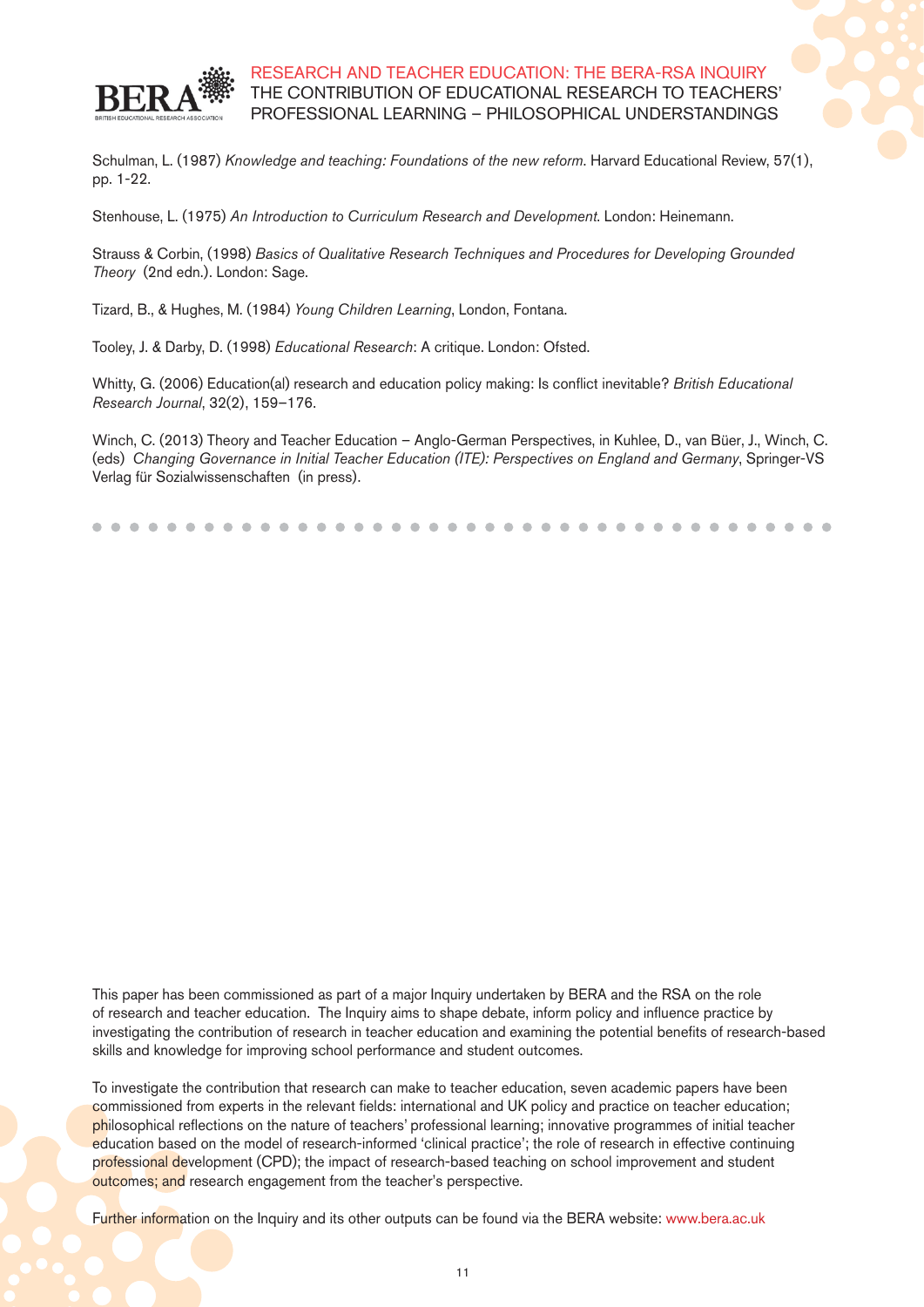Schulman, L. (1987) *Knowledge and teaching: Foundations of the new reform.* Harvard Educational Review, 57(1), pp. 1-22.

Stenhouse, L. (1975) *An Introduction to Curriculum Research and Development.* London: Heinemann.

Strauss & Corbin, (1998) *Basics of Qualitative Research Techniques and Procedures for Developing Grounded Theory* (2nd edn.). London: Sage.

Tizard, B., & Hughes, M. (1984) *Young Children Learning*, London, Fontana.

Tooley, J. & Darby, D. (1998) *Educational Research*: A critique. London: Ofsted.

Whitty, G. (2006) Education(al) research and education policy making: Is conflict inevitable? *British Educational Research Journal*, 32(2), 159–176.

Winch, C. (2013) Theory and Teacher Education – Anglo-German Perspectives, in Kuhlee, D., van Büer, J., Winch, C. (eds) *Changing Governance in Initial Teacher Education (ITE): Perspectives on England and Germany*, Springer-VS Verlag für Sozialwissenschaften (in press).

This paper has been commissioned as part of a major Inquiry undertaken by BERA and the RSA on the role of research and teacher education. The Inquiry aims to shape debate, inform policy and influence practice by investigating the contribution of research in teacher education and examining the potential benefits of research-based skills and knowledge for improving school performance and student outcomes.

To investigate the contribution that research can make to teacher education, seven academic papers have been commissioned from experts in the relevant fields: international and UK policy and practice on teacher education; philosophical reflections on the nature of teachers' professional learning; innovative programmes of initial teacher education based on the model of research-informed 'clinical practice'; the role of research in effective continuing professional development (CPD); the impact of research-based teaching on school improvement and student outcomes; and research engagement from the teacher's perspective.

Further information on the Inquiry and its other outputs can be found via the BERA website: www.bera.ac.uk